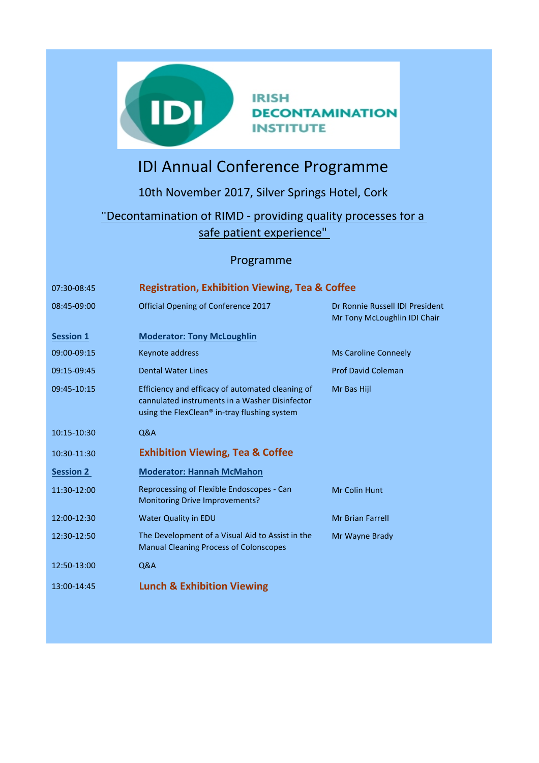IRISH DECONTAMINATION INSTITUTE

# IDI Annual Conference Programme

10th November 2017, Silver Springs Hotel, Cork

"Decontamination of RIMD - providing quality processes for a safe patient experience"

## Programme

| | | |
|---|---|---|
| 07:30-08:45 | **Registration, Exhibition Viewing, Tea & Coffee** | |
| 08:45-09:00 | Official Opening of Conference 2017 | Dr Ronnie Russell IDI President<br>Mr Tony McLoughlin IDI Chair |
| **Session 1** | **Moderator: Tony McLoughlin** | |
| 09:00-09:15 | Keynote address | Ms Caroline Conneely |
| 09:15-09:45 | Dental Water Lines | Prof David Coleman |
| 09:45-10:15 | Efficiency and efficacy of automated cleaning of cannulated instruments in a Washer Disinfector using the FlexClean® in-tray flushing system | Mr Bas Hijl |
| 10:15-10:30 | Q&A | |
| 10:30-11:30 | **Exhibition Viewing, Tea & Coffee** | |
| **Session 2** | **Moderator: Hannah McMahon** | |
| 11:30-12:00 | Reprocessing of Flexible Endoscopes - Can Monitoring Drive Improvements? | Mr Colin Hunt |
| 12:00-12:30 | Water Quality in EDU | Mr Brian Farrell |
| 12:30-12:50 | The Development of a Visual Aid to Assist in the Manual Cleaning Process of Colonscopes | Mr Wayne Brady |
| 12:50-13:00 | Q&A | |
| 13:00-14:45 | **Lunch & Exhibition Viewing** | |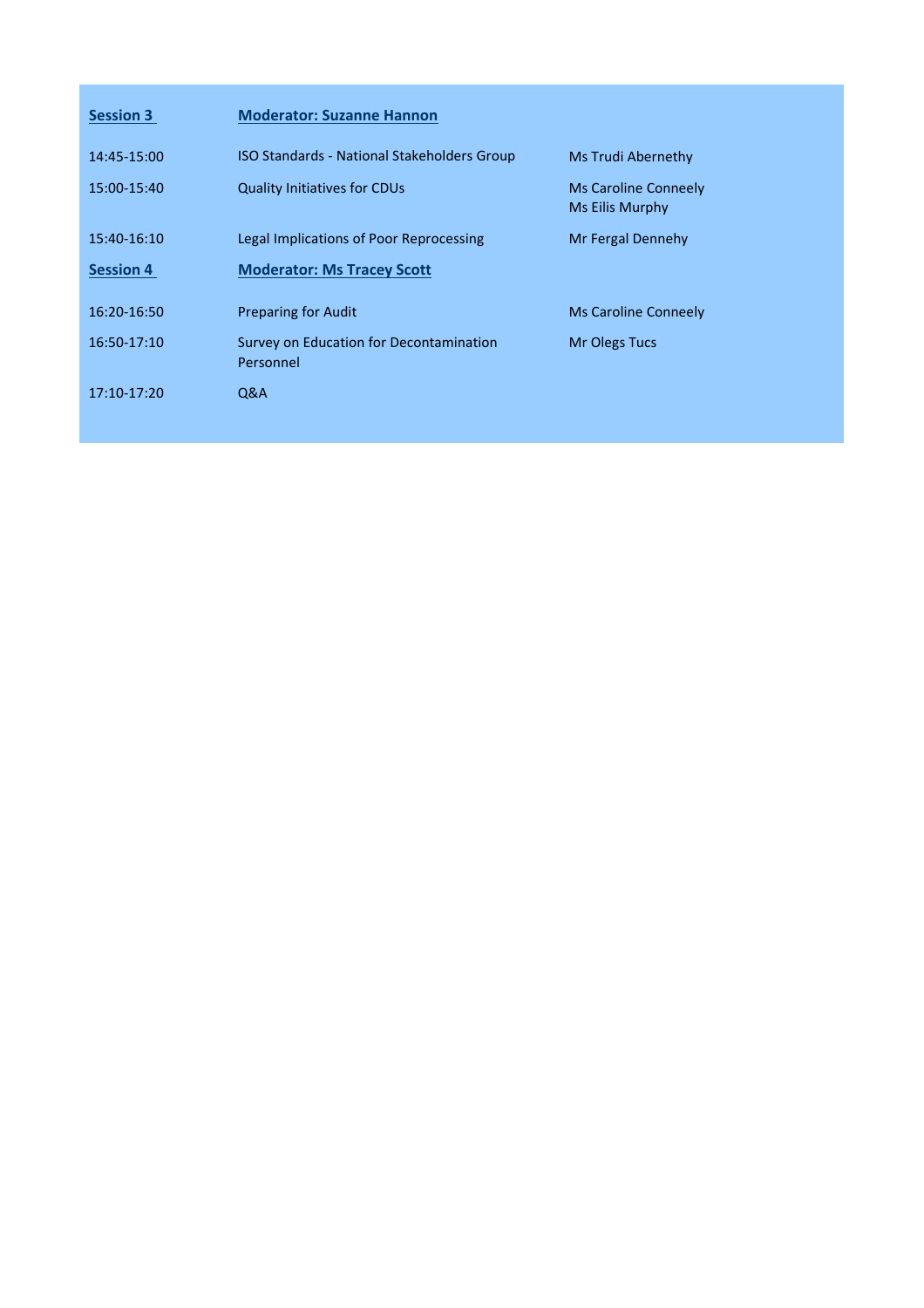| | | |
|---|---|---|
| **Session 3** | **Moderator: Suzanne Hannon** | |
| 14:45-15:00 | ISO Standards - National Stakeholders Group | Ms Trudi Abernethy |
| 15:00-15:40 | Quality Initiatives for CDUs | Ms Caroline Conneely<br>Ms Eilis Murphy |
| 15:40-16:10 | Legal Implications of Poor Reprocessing | Mr Fergal Dennehy |
| **Session 4** | **Moderator: Ms Tracey Scott** | |
| 16:20-16:50 | Preparing for Audit | Ms Caroline Conneely |
| 16:50-17:10 | Survey on Education for Decontamination Personnel | Mr Olegs Tucs |
| 17:10-17:20 | Q&A | |